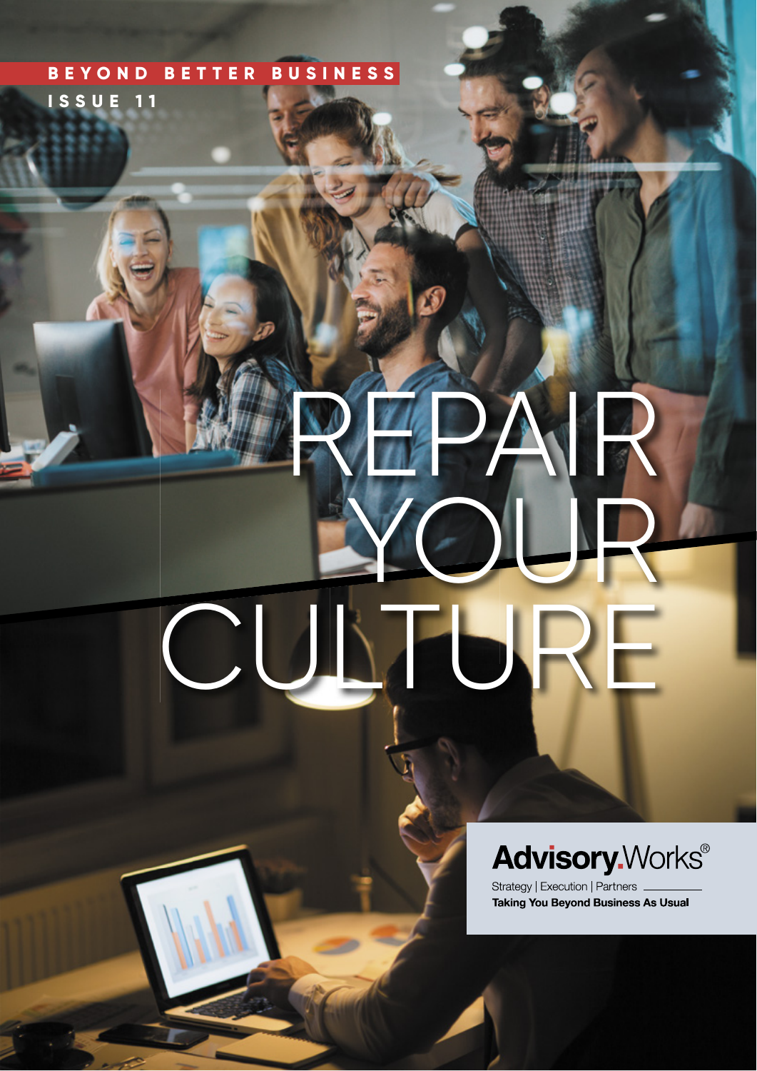BEYOND BETTER BUSINESS

ISSUE 11

# REPAIR YOUR CULTURE

**Advisory.Works®**

Strategy | Execution | Partners

**Taking You Beyond Business As Usual**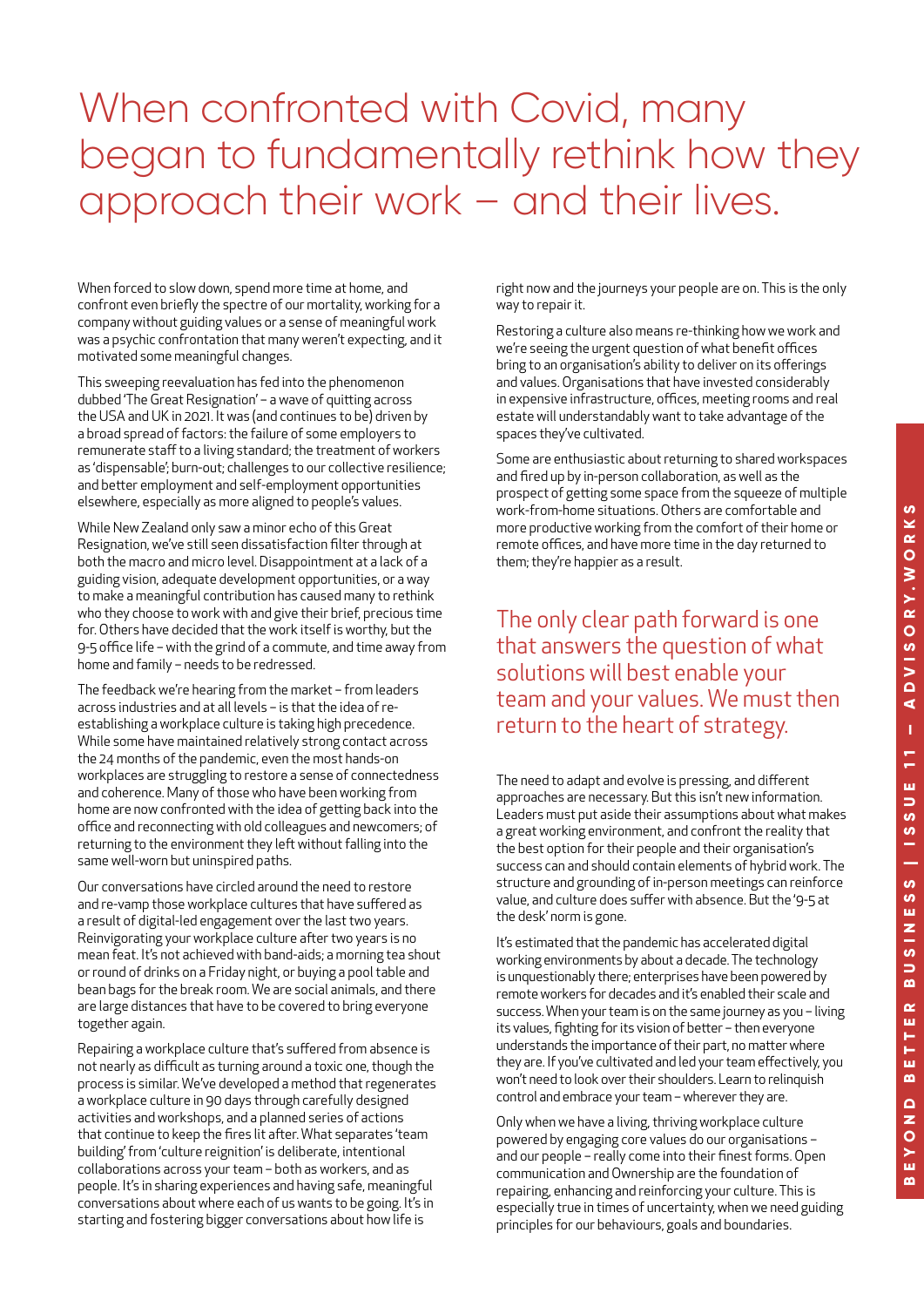# When confronted with Covid, many began to fundamentally rethink how they approach their work – and their lives.

When forced to slow down, spend more time at home, and confront even briefly the spectre of our mortality, working for a company without guiding values or a sense of meaningful work was a psychic confrontation that many weren't expecting, and it motivated some meaningful changes.

This sweeping reevaluation has fed into the phenomenon dubbed 'The Great Resignation' – a wave of quitting across the USA and UK in 2021. It was (and continues to be) driven by a broad spread of factors: the failure of some employers to remunerate staff to a living standard; the treatment of workers as 'dispensable'; burn-out; challenges to our collective resilience; and better employment and self-employment opportunities elsewhere, especially as more aligned to people's values.

While New Zealand only saw a minor echo of this Great Resignation, we've still seen dissatisfaction filter through at both the macro and micro level. Disappointment at a lack of a guiding vision, adequate development opportunities, or a way to make a meaningful contribution has caused many to rethink who they choose to work with and give their brief, precious time for. Others have decided that the work itself is worthy, but the 9-5 office life – with the grind of a commute, and time away from home and family – needs to be redressed.

The feedback we're hearing from the market – from leaders across industries and at all levels – is that the idea of re-establishing a workplace culture is taking high precedence. While some have maintained relatively strong contact across the 24 months of the pandemic, even the most hands-on workplaces are struggling to restore a sense of connectedness and coherence. Many of those who have been working from home are now confronted with the idea of getting back into the office and reconnecting with old colleagues and newcomers; of returning to the environment they left without falling into the same well-worn but uninspired paths.

Our conversations have circled around the need to restore and re-vamp those workplace cultures that have suffered as a result of digital-led engagement over the last two years. Reinvigorating your workplace culture after two years is no mean feat. It's not achieved with band-aids; a morning tea shout or round of drinks on a Friday night, or buying a pool table and bean bags for the break room. We are social animals, and there are large distances that have to be covered to bring everyone together again.

Repairing a workplace culture that's suffered from absence is not nearly as difficult as turning around a toxic one, though the process is similar. We've developed a method that regenerates a workplace culture in 90 days through carefully designed activities and workshops, and a planned series of actions that continue to keep the fires lit after. What separates 'team building' from 'culture reignition' is deliberate, intentional collaborations across your team – both as workers, and as people. It's in sharing experiences and having safe, meaningful conversations about where each of us wants to be going. It's in starting and fostering bigger conversations about how life is right now and the journeys your people are on. This is the only way to repair it.

Restoring a culture also means re-thinking how we work and we're seeing the urgent question of what benefit offices bring to an organisation's ability to deliver on its offerings and values. Organisations that have invested considerably in expensive infrastructure, offices, meeting rooms and real estate will understandably want to take advantage of the spaces they've cultivated.

Some are enthusiastic about returning to shared workspaces and fired up by in-person collaboration, as well as the prospect of getting some space from the squeeze of multiple work-from-home situations. Others are comfortable and more productive working from the comfort of their home or remote offices, and have more time in the day returned to them; they're happier as a result.

## The only clear path forward is one that answers the question of what solutions will best enable your team and your values. We must then return to the heart of strategy.

The need to adapt and evolve is pressing, and different approaches are necessary. But this isn't new information. Leaders must put aside their assumptions about what makes a great working environment, and confront the reality that the best option for their people and their organisation's success can and should contain elements of hybrid work. The structure and grounding of in-person meetings can reinforce value, and culture does suffer with absence. But the '9-5 at the desk' norm is gone.

It's estimated that the pandemic has accelerated digital working environments by about a decade. The technology is unquestionably there; enterprises have been powered by remote workers for decades and it's enabled their scale and success. When your team is on the same journey as you – living its values, fighting for its vision of better – then everyone understands the importance of their part, no matter where they are. If you've cultivated and led your team effectively, you won't need to look over their shoulders. Learn to relinquish control and embrace your team – wherever they are.

Only when we have a living, thriving workplace culture powered by engaging core values do our organisations – and our people – really come into their finest forms. Open communication and Ownership are the foundation of repairing, enhancing and reinforcing your culture. This is especially true in times of uncertainty, when we need guiding principles for our behaviours, goals and boundaries.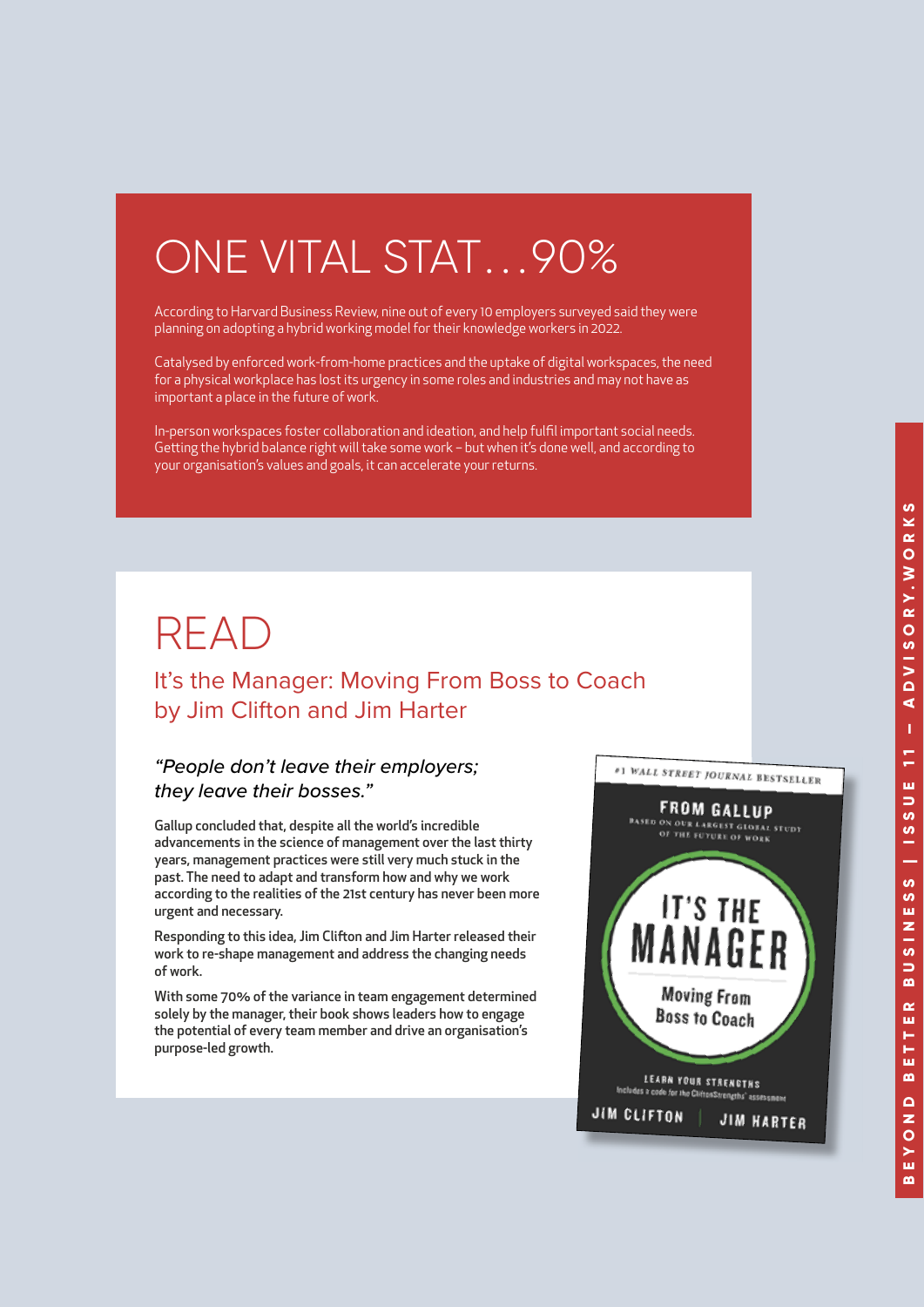# ONE VITAL STAT…90%

According to Harvard Business Review, nine out of every 10 employers surveyed said they were planning on adopting a hybrid working model for their knowledge workers in 2022.

Catalysed by enforced work-from-home practices and the uptake of digital workspaces, the need for a physical workplace has lost its urgency in some roles and industries and may not have as important a place in the future of work.

In-person workspaces foster collaboration and ideation, and help fulfil important social needs. Getting the hybrid balance right will take some work – but when it's done well, and according to your organisation's values and goals, it can accelerate your returns.

# READ

## It's the Manager: Moving From Boss to Coach by Jim Clifton and Jim Harter

*"People don't leave their employers; they leave their bosses."*

Gallup concluded that, despite all the world's incredible advancements in the science of management over the last thirty years, management practices were still very much stuck in the past. The need to adapt and transform how and why we work according to the realities of the 21st century has never been more urgent and necessary.

Responding to this idea, Jim Clifton and Jim Harter released their work to re-shape management and address the changing needs of work.

With some 70% of the variance in team engagement determined solely by the manager, their book shows leaders how to engage the potential of every team member and drive an organisation's purpose-led growth.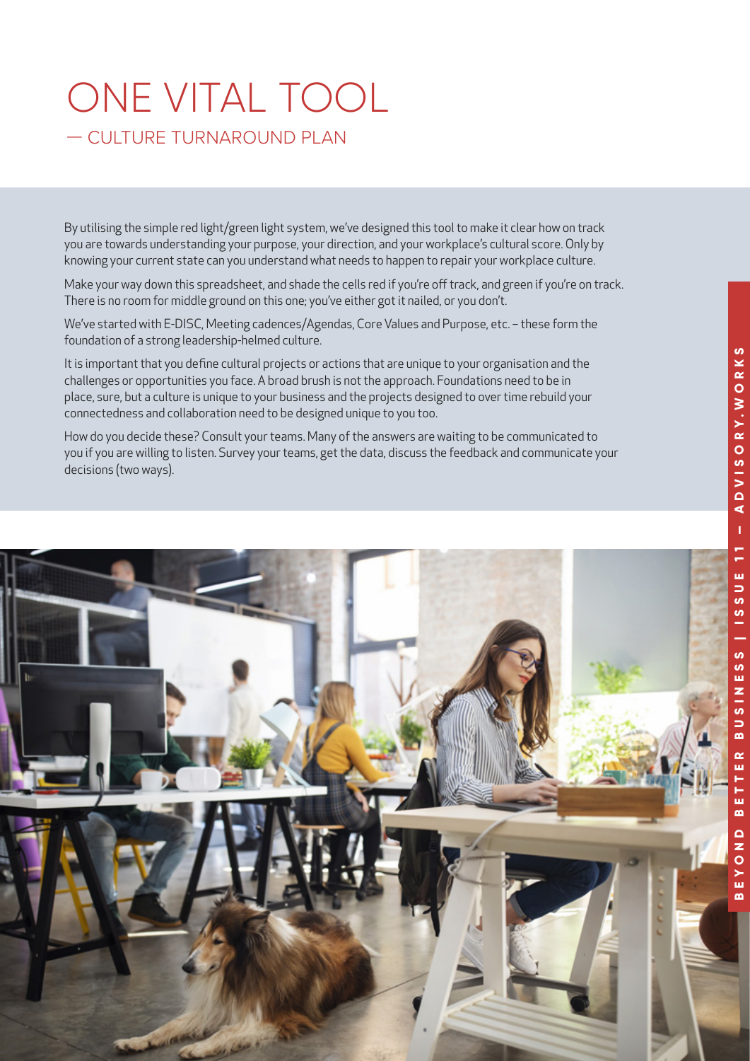# ONE VITAL TOOL

## — CULTURE TURNAROUND PLAN

By utilising the simple red light/green light system, we've designed this tool to make it clear how on track you are towards understanding your purpose, your direction, and your workplace's cultural score. Only by knowing your current state can you understand what needs to happen to repair your workplace culture.

Make your way down this spreadsheet, and shade the cells red if you're off track, and green if you're on track. There is no room for middle ground on this one; you've either got it nailed, or you don't.

We've started with E-DISC, Meeting cadences/Agendas, Core Values and Purpose, etc. – these form the foundation of a strong leadership-helmed culture.

It is important that you define cultural projects or actions that are unique to your organisation and the challenges or opportunities you face. A broad brush is not the approach. Foundations need to be in place, sure, but a culture is unique to your business and the projects designed to over time rebuild your connectedness and collaboration need to be designed unique to you too.

How do you decide these? Consult your teams. Many of the answers are waiting to be communicated to you if you are willing to listen. Survey your teams, get the data, discuss the feedback and communicate your decisions (two ways).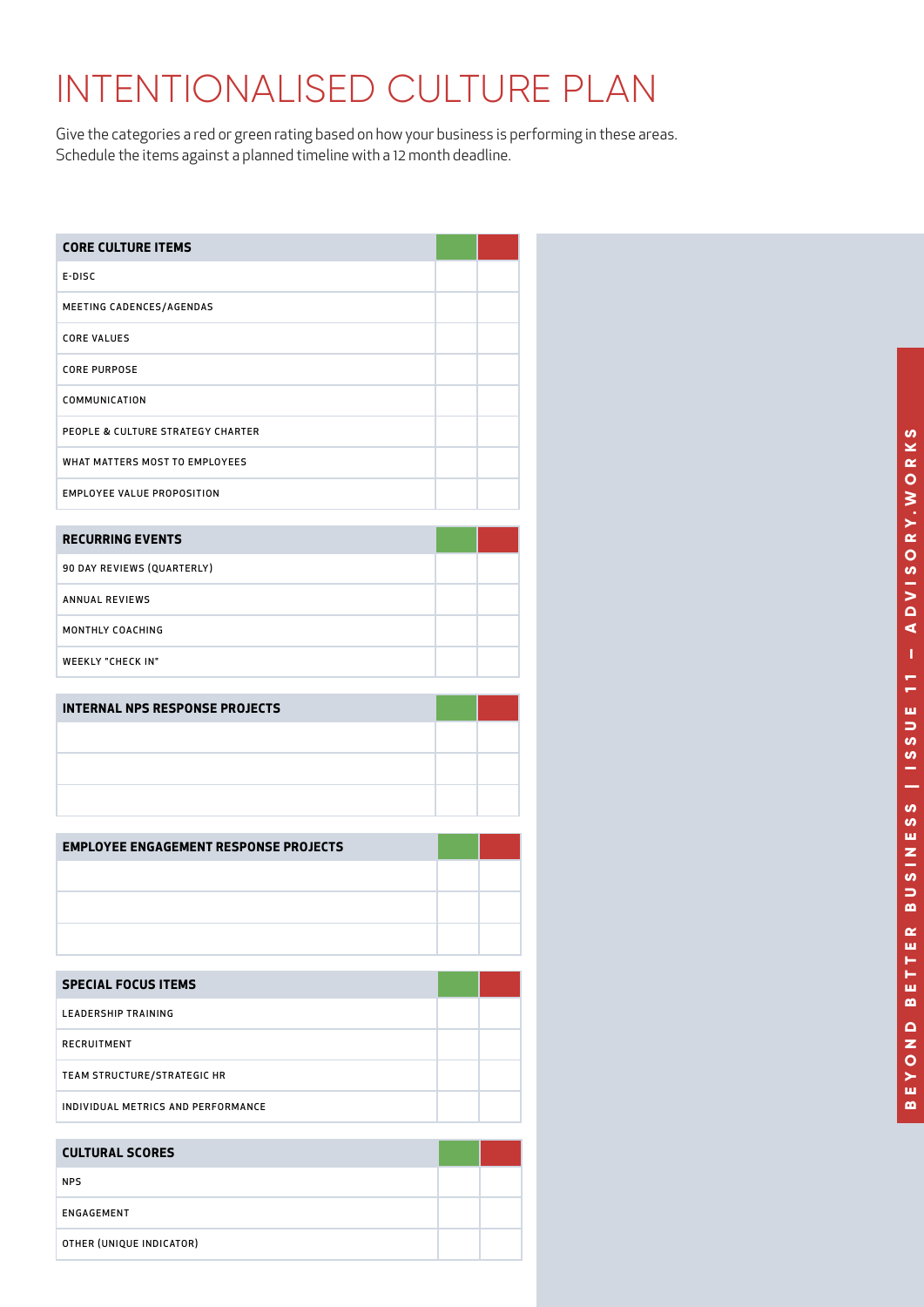# INTENTIONALISED CULTURE PLAN

Give the categories a red or green rating based on how your business is performing in these areas.
Schedule the items against a planned timeline with a 12 month deadline.

| CORE CULTURE ITEMS | Green | Red |
|---|---|---|
| E-DISC | | |
| MEETING CADENCES/AGENDAS | | |
| CORE VALUES | | |
| CORE PURPOSE | | |
| COMMUNICATION | | |
| PEOPLE & CULTURE STRATEGY CHARTER | | |
| WHAT MATTERS MOST TO EMPLOYEES | | |
| EMPLOYEE VALUE PROPOSITION | | |

| RECURRING EVENTS | Green | Red |
|---|---|---|
| 90 DAY REVIEWS (QUARTERLY) | | |
| ANNUAL REVIEWS | | |
| MONTHLY COACHING | | |
| WEEKLY "CHECK IN" | | |

| INTERNAL NPS RESPONSE PROJECTS | Green | Red |
|---|---|---|
| | | |
| | | |
| | | |

| EMPLOYEE ENGAGEMENT RESPONSE PROJECTS | Green | Red |
|---|---|---|
| | | |
| | | |
| | | |

| SPECIAL FOCUS ITEMS | Green | Red |
|---|---|---|
| LEADERSHIP TRAINING | | |
| RECRUITMENT | | |
| TEAM STRUCTURE/STRATEGIC HR | | |
| INDIVIDUAL METRICS AND PERFORMANCE | | |

| CULTURAL SCORES | Green | Red |
|---|---|---|
| NPS | | |
| ENGAGEMENT | | |
| OTHER (UNIQUE INDICATOR) | | |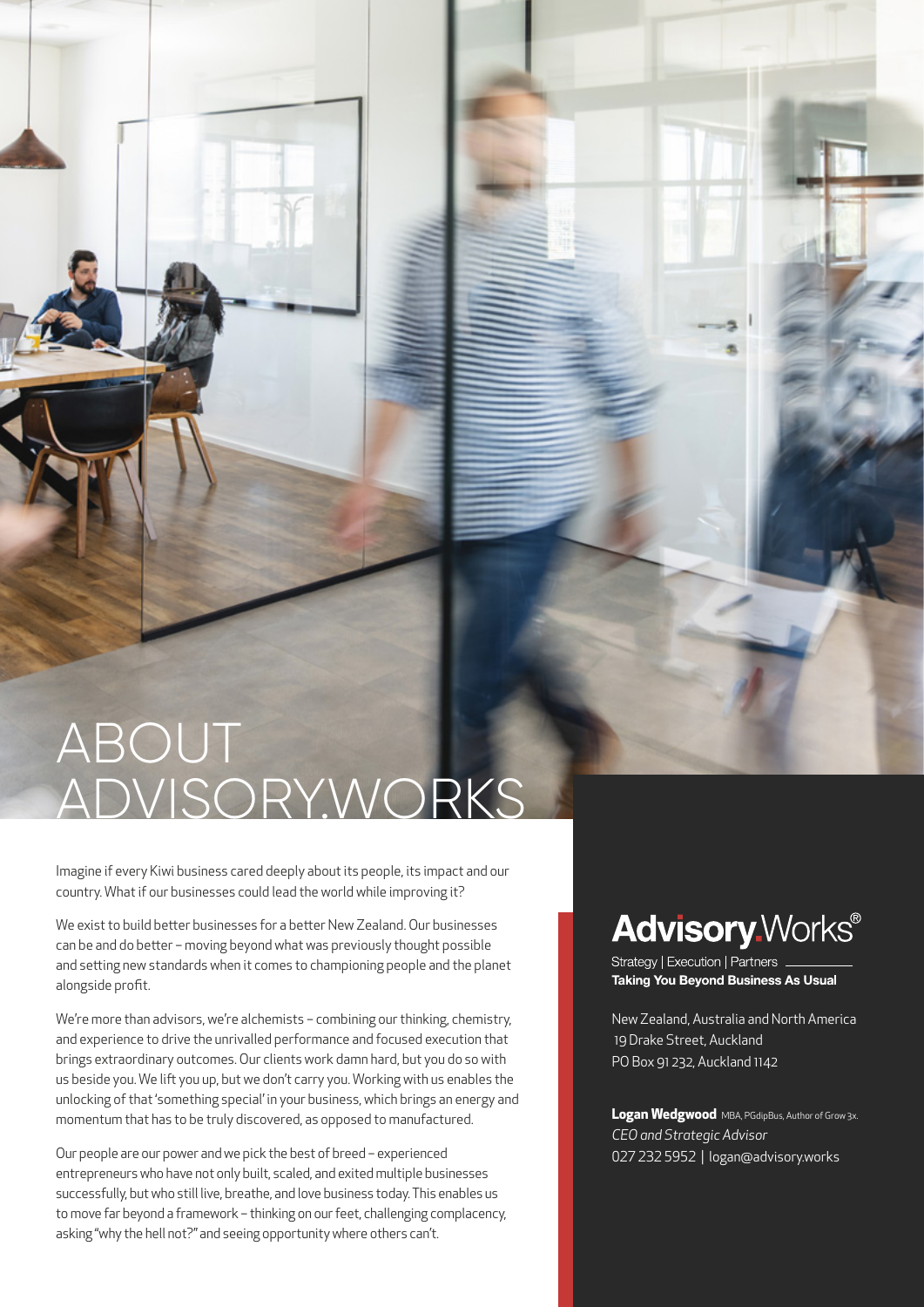# ABOUT ADVISORY.WORKS

Imagine if every Kiwi business cared deeply about its people, its impact and our country. What if our businesses could lead the world while improving it?

We exist to build better businesses for a better New Zealand. Our businesses can be and do better – moving beyond what was previously thought possible and setting new standards when it comes to championing people and the planet alongside profit.

We're more than advisors, we're alchemists – combining our thinking, chemistry, and experience to drive the unrivalled performance and focused execution that brings extraordinary outcomes. Our clients work damn hard, but you do so with us beside you. We lift you up, but we don't carry you. Working with us enables the unlocking of that 'something special' in your business, which brings an energy and momentum that has to be truly discovered, as opposed to manufactured.

Our people are our power and we pick the best of breed – experienced entrepreneurs who have not only built, scaled, and exited multiple businesses successfully, but who still live, breathe, and love business today. This enables us to move far beyond a framework – thinking on our feet, challenging complacency, asking "why the hell not?" and seeing opportunity where others can't.

**Advisory.Works®**

Strategy | Execution | Partners

**Taking You Beyond Business As Usual**

New Zealand, Australia and North America
19 Drake Street, Auckland
PO Box 91 232, Auckland 1142

**Logan Wedgwood** MBA, PGdipBus, Author of Grow 3x.
*CEO and Strategic Advisor*
027 232 5952 | logan@advisory.works